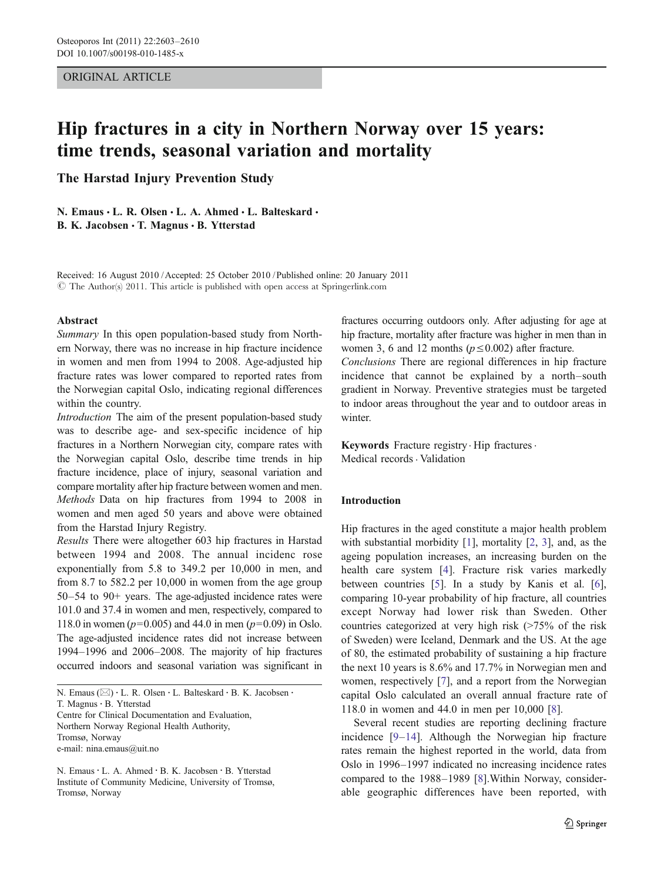ORIGINAL ARTICLE

# Hip fractures in a city in Northern Norway over 15 years: time trends, seasonal variation and mortality

## The Harstad Injury Prevention Study

N. Emaus · L. R. Olsen · L. A. Ahmed · L. Balteskard · B. K. Jacobsen · T. Magnus · B. Ytterstad

Received: 16 August 2010 / Accepted: 25 October 2010 / Published online: 20 January 2011
© The Author(s) 2011. This article is published with open access at Springerlink.com

### Abstract

*Summary* In this open population-based study from Northern Norway, there was no increase in hip fracture incidence in women and men from 1994 to 2008. Age-adjusted hip fracture rates was lower compared to reported rates from the Norwegian capital Oslo, indicating regional differences within the country.

*Introduction* The aim of the present population-based study was to describe age- and sex-specific incidence of hip fractures in a Northern Norwegian city, compare rates with the Norwegian capital Oslo, describe time trends in hip fracture incidence, place of injury, seasonal variation and compare mortality after hip fracture between women and men.

*Methods* Data on hip fractures from 1994 to 2008 in women and men aged 50 years and above were obtained from the Harstad Injury Registry.

*Results* There were altogether 603 hip fractures in Harstad between 1994 and 2008. The annual incidenc rose exponentially from 5.8 to 349.2 per 10,000 in men, and from 8.7 to 582.2 per 10,000 in women from the age group 50–54 to 90+ years. The age-adjusted incidence rates were 101.0 and 37.4 in women and men, respectively, compared to 118.0 in women ($p=0.005$) and 44.0 in men ($p=0.09$) in Oslo. The age-adjusted incidence rates did not increase between 1994–1996 and 2006–2008. The majority of hip fractures occurred indoors and seasonal variation was significant in fractures occurring outdoors only. After adjusting for age at hip fracture, mortality after fracture was higher in men than in women 3, 6 and 12 months ($p \leq 0.002$) after fracture.

*Conclusions* There are regional differences in hip fracture incidence that cannot be explained by a north–south gradient in Norway. Preventive strategies must be targeted to indoor areas throughout the year and to outdoor areas in winter.

**Keywords** Fracture registry · Hip fractures · Medical records · Validation

N. Emaus (✉) · L. R. Olsen · L. Balteskard · B. K. Jacobsen · T. Magnus · B. Ytterstad
Centre for Clinical Documentation and Evaluation, Northern Norway Regional Health Authority, Tromsø, Norway
e-mail: nina.emaus@uit.no

N. Emaus · L. A. Ahmed · B. K. Jacobsen · B. Ytterstad
Institute of Community Medicine, University of Tromsø, Tromsø, Norway

### Introduction

Hip fractures in the aged constitute a major health problem with substantial morbidity [1], mortality [2, 3], and, as the ageing population increases, an increasing burden on the health care system [4]. Fracture risk varies markedly between countries [5]. In a study by Kanis et al. [6], comparing 10-year probability of hip fracture, all countries except Norway had lower risk than Sweden. Other countries categorized at very high risk (>75% of the risk of Sweden) were Iceland, Denmark and the US. At the age of 80, the estimated probability of sustaining a hip fracture the next 10 years is 8.6% and 17.7% in Norwegian men and women, respectively [7], and a report from the Norwegian capital Oslo calculated an overall annual fracture rate of 118.0 in women and 44.0 in men per 10,000 [8].

Several recent studies are reporting declining fracture incidence [9–14]. Although the Norwegian hip fracture rates remain the highest reported in the world, data from Oslo in 1996–1997 indicated no increasing incidence rates compared to the 1988–1989 [8]. Within Norway, considerable geographic differences have been reported, with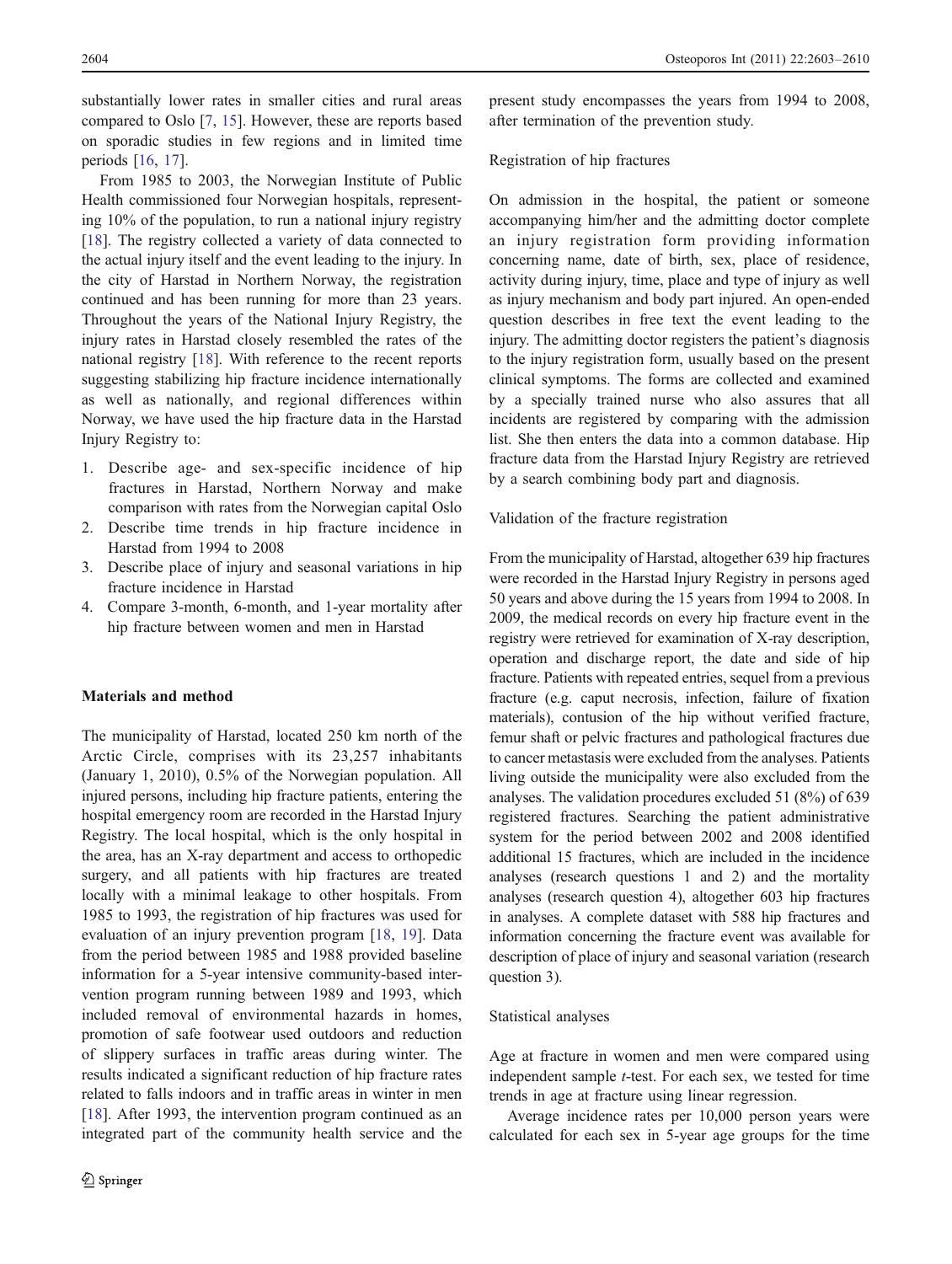substantially lower rates in smaller cities and rural areas compared to Oslo [7, 15]. However, these are reports based on sporadic studies in few regions and in limited time periods [16, 17].

From 1985 to 2003, the Norwegian Institute of Public Health commissioned four Norwegian hospitals, representing 10% of the population, to run a national injury registry [18]. The registry collected a variety of data connected to the actual injury itself and the event leading to the injury. In the city of Harstad in Northern Norway, the registration continued and has been running for more than 23 years. Throughout the years of the National Injury Registry, the injury rates in Harstad closely resembled the rates of the national registry [18]. With reference to the recent reports suggesting stabilizing hip fracture incidence internationally as well as nationally, and regional differences within Norway, we have used the hip fracture data in the Harstad Injury Registry to:

1. Describe age- and sex-specific incidence of hip fractures in Harstad, Northern Norway and make comparison with rates from the Norwegian capital Oslo
2. Describe time trends in hip fracture incidence in Harstad from 1994 to 2008
3. Describe place of injury and seasonal variations in hip fracture incidence in Harstad
4. Compare 3-month, 6-month, and 1-year mortality after hip fracture between women and men in Harstad

## Materials and method

The municipality of Harstad, located 250 km north of the Arctic Circle, comprises with its 23,257 inhabitants (January 1, 2010), 0.5% of the Norwegian population. All injured persons, including hip fracture patients, entering the hospital emergency room are recorded in the Harstad Injury Registry. The local hospital, which is the only hospital in the area, has an X-ray department and access to orthopedic surgery, and all patients with hip fractures are treated locally with a minimal leakage to other hospitals. From 1985 to 1993, the registration of hip fractures was used for evaluation of an injury prevention program [18, 19]. Data from the period between 1985 and 1988 provided baseline information for a 5-year intensive community-based intervention program running between 1989 and 1993, which included removal of environmental hazards in homes, promotion of safe footwear used outdoors and reduction of slippery surfaces in traffic areas during winter. The results indicated a significant reduction of hip fracture rates related to falls indoors and in traffic areas in winter in men [18]. After 1993, the intervention program continued as an integrated part of the community health service and the present study encompasses the years from 1994 to 2008, after termination of the prevention study.

### Registration of hip fractures

On admission in the hospital, the patient or someone accompanying him/her and the admitting doctor complete an injury registration form providing information concerning name, date of birth, sex, place of residence, activity during injury, time, place and type of injury as well as injury mechanism and body part injured. An open-ended question describes in free text the event leading to the injury. The admitting doctor registers the patient's diagnosis to the injury registration form, usually based on the present clinical symptoms. The forms are collected and examined by a specially trained nurse who also assures that all incidents are registered by comparing with the admission list. She then enters the data into a common database. Hip fracture data from the Harstad Injury Registry are retrieved by a search combining body part and diagnosis.

### Validation of the fracture registration

From the municipality of Harstad, altogether 639 hip fractures were recorded in the Harstad Injury Registry in persons aged 50 years and above during the 15 years from 1994 to 2008. In 2009, the medical records on every hip fracture event in the registry were retrieved for examination of X-ray description, operation and discharge report, the date and side of hip fracture. Patients with repeated entries, sequel from a previous fracture (e.g. caput necrosis, infection, failure of fixation materials), contusion of the hip without verified fracture, femur shaft or pelvic fractures and pathological fractures due to cancer metastasis were excluded from the analyses. Patients living outside the municipality were also excluded from the analyses. The validation procedures excluded 51 (8%) of 639 registered fractures. Searching the patient administrative system for the period between 2002 and 2008 identified additional 15 fractures, which are included in the incidence analyses (research questions 1 and 2) and the mortality analyses (research question 4), altogether 603 hip fractures in analyses. A complete dataset with 588 hip fractures and information concerning the fracture event was available for description of place of injury and seasonal variation (research question 3).

### Statistical analyses

Age at fracture in women and men were compared using independent sample *t*-test. For each sex, we tested for time trends in age at fracture using linear regression.

Average incidence rates per 10,000 person years were calculated for each sex in 5-year age groups for the time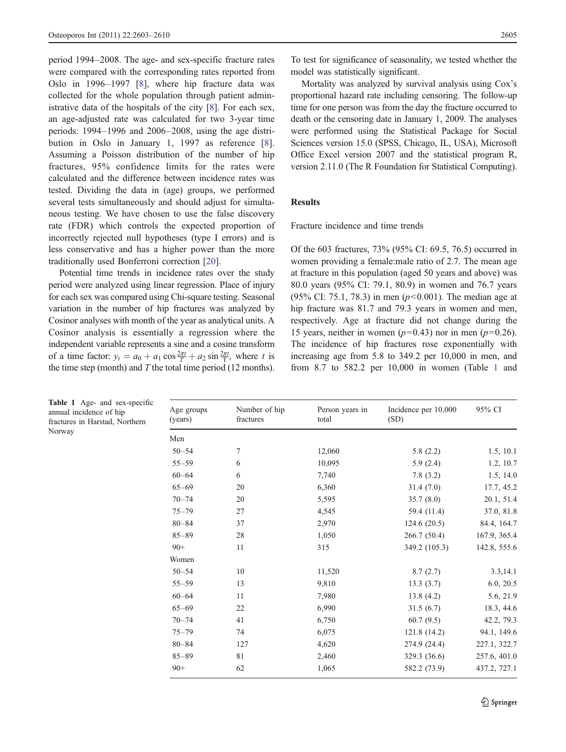period 1994–2008. The age- and sex-specific fracture rates were compared with the corresponding rates reported from Oslo in 1996–1997 [8], where hip fracture data was collected for the whole population through patient administrative data of the hospitals of the city [8]. For each sex, an age-adjusted rate was calculated for two 3-year time periods: 1994–1996 and 2006–2008, using the age distribution in Oslo in January 1, 1997 as reference [8]. Assuming a Poisson distribution of the number of hip fractures, 95% confidence limits for the rates were calculated and the difference between incidence rates was tested. Dividing the data in (age) groups, we performed several tests simultaneously and should adjust for simultaneous testing. We have chosen to use the false discovery rate (FDR) which controls the expected proportion of incorrectly rejected null hypotheses (type I errors) and is less conservative and has a higher power than the more traditionally used Bonferroni correction [20].

Potential time trends in incidence rates over the study period were analyzed using linear regression. Place of injury for each sex was compared using Chi-square testing. Seasonal variation in the number of hip fractures was analyzed by Cosinor analyses with month of the year as analytical units. A Cosinor analysis is essentially a regression where the independent variable represents a sine and a cosine transform of a time factor: $y_t = a_0 + a_1 \cos\frac{2\pi t}{T} + a_2 \sin\frac{2\pi t}{T}$, where $t$ is the time step (month) and $T$ the total time period (12 months). To test for significance of seasonality, we tested whether the model was statistically significant.

Mortality was analyzed by survival analysis using Cox's proportional hazard rate including censoring. The follow-up time for one person was from the day the fracture occurred to death or the censoring date in January 1, 2009. The analyses were performed using the Statistical Package for Social Sciences version 15.0 (SPSS, Chicago, IL, USA), Microsoft Office Excel version 2007 and the statistical program R, version 2.11.0 (The R Foundation for Statistical Computing).

## Results

### Fracture incidence and time trends

Of the 603 fractures, 73% (95% CI: 69.5, 76.5) occurred in women providing a female:male ratio of 2.7. The mean age at fracture in this population (aged 50 years and above) was 80.0 years (95% CI: 79.1, 80.9) in women and 76.7 years (95% CI: 75.1, 78.3) in men ($p<0.001$). The median age at hip fracture was 81.7 and 79.3 years in women and men, respectively. Age at fracture did not change during the 15 years, neither in women ($p=0.43$) nor in men ($p=0.26$). The incidence of hip fractures rose exponentially with increasing age from 5.8 to 349.2 per 10,000 in men, and from 8.7 to 582.2 per 10,000 in women (Table 1 and

**Table 1** Age- and sex-specific annual incidence of hip fractures in Harstad, Northern Norway

| Age groups (years) | Number of hip fractures | Person years in total | Incidence per 10,000 (SD) | 95% CI |
|---|---|---|---|---|
| Men | | | | |
| 50–54 | 7 | 12,060 | 5.8 (2.2) | 1.5, 10.1 |
| 55–59 | 6 | 10,095 | 5.9 (2.4) | 1.2, 10.7 |
| 60–64 | 6 | 7,740 | 7.8 (3.2) | 1.5, 14.0 |
| 65–69 | 20 | 6,360 | 31.4 (7.0) | 17.7, 45.2 |
| 70–74 | 20 | 5,595 | 35.7 (8.0) | 20.1, 51.4 |
| 75–79 | 27 | 4,545 | 59.4 (11.4) | 37.0, 81.8 |
| 80–84 | 37 | 2,970 | 124.6 (20.5) | 84.4, 164.7 |
| 85–89 | 28 | 1,050 | 266.7 (50.4) | 167.9, 365.4 |
| 90+ | 11 | 315 | 349.2 (105.3) | 142.8, 555.6 |
| Women | | | | |
| 50–54 | 10 | 11,520 | 8.7 (2.7) | 3.3,14.1 |
| 55–59 | 13 | 9,810 | 13.3 (3.7) | 6.0, 20.5 |
| 60–64 | 11 | 7,980 | 13.8 (4.2) | 5.6, 21.9 |
| 65–69 | 22 | 6,990 | 31.5 (6.7) | 18.3, 44.6 |
| 70–74 | 41 | 6,750 | 60.7 (9.5) | 42.2, 79.3 |
| 75–79 | 74 | 6,075 | 121.8 (14.2) | 94.1, 149.6 |
| 80–84 | 127 | 4,620 | 274.9 (24.4) | 227.1, 322.7 |
| 85–89 | 81 | 2,460 | 329.3 (36.6) | 257.6, 401.0 |
| 90+ | 62 | 1,065 | 582.2 (73.9) | 437.2, 727.1 |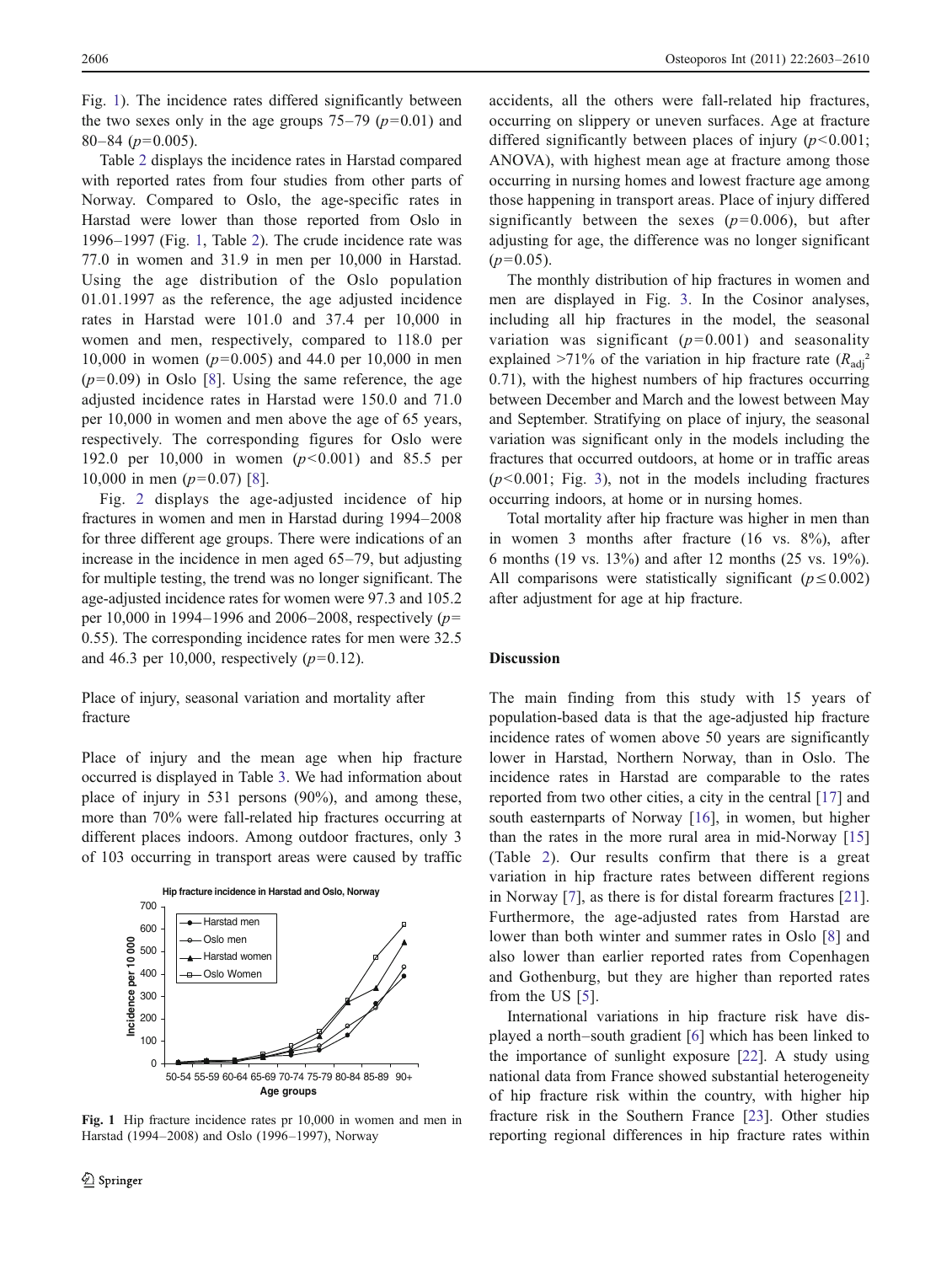Fig. 1). The incidence rates differed significantly between the two sexes only in the age groups 75–79 ($p=0.01$) and 80–84 ($p=0.005$).

Table 2 displays the incidence rates in Harstad compared with reported rates from four studies from other parts of Norway. Compared to Oslo, the age-specific rates in Harstad were lower than those reported from Oslo in 1996–1997 (Fig. 1, Table 2). The crude incidence rate was 77.0 in women and 31.9 in men per 10,000 in Harstad. Using the age distribution of the Oslo population 01.01.1997 as the reference, the age adjusted incidence rates in Harstad were 101.0 and 37.4 per 10,000 in women and men, respectively, compared to 118.0 per 10,000 in women ($p=0.005$) and 44.0 per 10,000 in men ($p=0.09$) in Oslo [8]. Using the same reference, the age adjusted incidence rates in Harstad were 150.0 and 71.0 per 10,000 in women and men above the age of 65 years, respectively. The corresponding figures for Oslo were 192.0 per 10,000 in women ($p<0.001$) and 85.5 per 10,000 in men ($p=0.07$) [8].

Fig. 2 displays the age-adjusted incidence of hip fractures in women and men in Harstad during 1994–2008 for three different age groups. There were indications of an increase in the incidence in men aged 65–79, but adjusting for multiple testing, the trend was no longer significant. The age-adjusted incidence rates for women were 97.3 and 105.2 per 10,000 in 1994–1996 and 2006–2008, respectively ($p=0.55$). The corresponding incidence rates for men were 32.5 and 46.3 per 10,000, respectively ($p=0.12$).

### Place of injury, seasonal variation and mortality after fracture

Place of injury and the mean age when hip fracture occurred is displayed in Table 3. We had information about place of injury in 531 persons (90%), and among these, more than 70% were fall-related hip fractures occurring at different places indoors. Among outdoor fractures, only 3 of 103 occurring in transport areas were caused by traffic accidents, all the others were fall-related hip fractures, occurring on slippery or uneven surfaces. Age at fracture differed significantly between places of injury ($p<0.001$; ANOVA), with highest mean age at fracture among those occurring in nursing homes and lowest fracture age among those happening in transport areas. Place of injury differed significantly between the sexes ($p=0.006$), but after adjusting for age, the difference was no longer significant ($p=0.05$).

The monthly distribution of hip fractures in women and men are displayed in Fig. 3. In the Cosinor analyses, including all hip fractures in the model, the seasonal variation was significant ($p=0.001$) and seasonality explained >71% of the variation in hip fracture rate ($R_{adj}^2$ 0.71), with the highest numbers of hip fractures occurring between December and March and the lowest between May and September. Stratifying on place of injury, the seasonal variation was significant only in the models including the fractures that occurred outdoors, at home or in traffic areas ($p<0.001$; Fig. 3), not in the models including fractures occurring indoors, at home or in nursing homes.

Total mortality after hip fracture was higher in men than in women 3 months after fracture (16 vs. 8%), after 6 months (19 vs. 13%) and after 12 months (25 vs. 19%). All comparisons were statistically significant ($p\leq0.002$) after adjustment for age at hip fracture.

Fig. 1 Hip fracture incidence rates pr 10,000 in women and men in Harstad (1994–2008) and Oslo (1996–1997), Norway

## Discussion

The main finding from this study with 15 years of population-based data is that the age-adjusted hip fracture incidence rates of women above 50 years are significantly lower in Harstad, Northern Norway, than in Oslo. The incidence rates in Harstad are comparable to the rates reported from two other cities, a city in the central [17] and south easternparts of Norway [16], in women, but higher than the rates in the more rural area in mid-Norway [15] (Table 2). Our results confirm that there is a great variation in hip fracture rates between different regions in Norway [7], as there is for distal forearm fractures [21]. Furthermore, the age-adjusted rates from Harstad are lower than both winter and summer rates in Oslo [8] and also lower than earlier reported rates from Copenhagen and Gothenburg, but they are higher than reported rates from the US [5].

International variations in hip fracture risk have displayed a north–south gradient [6] which has been linked to the importance of sunlight exposure [22]. A study using national data from France showed substantial heterogeneity of hip fracture risk within the country, with higher hip fracture risk in the Southern France [23]. Other studies reporting regional differences in hip fracture rates within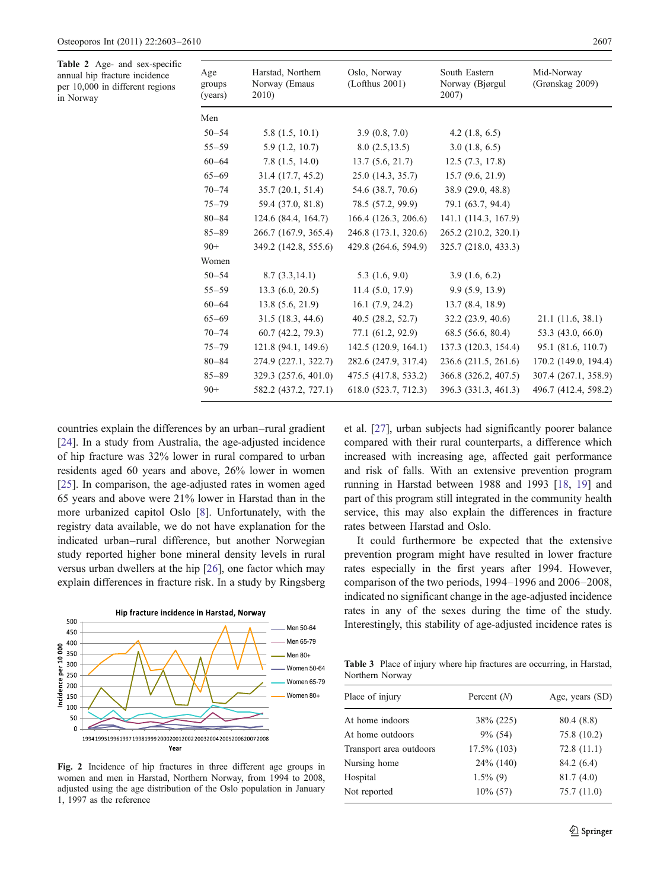**Table 2** Age- and sex-specific annual hip fracture incidence per 10,000 in different regions in Norway

| Age groups (years) | Harstad, Northern Norway (Emaus 2010) | Oslo, Norway (Lofthus 2001) | South Eastern Norway (Bjørgul 2007) | Mid-Norway (Grønskag 2009) |
|---|---|---|---|---|
| Men | | | | |
| 50–54 | 5.8 (1.5, 10.1) | 3.9 (0.8, 7.0) | 4.2 (1.8, 6.5) | |
| 55–59 | 5.9 (1.2, 10.7) | 8.0 (2.5,13.5) | 3.0 (1.8, 6.5) | |
| 60–64 | 7.8 (1.5, 14.0) | 13.7 (5.6, 21.7) | 12.5 (7.3, 17.8) | |
| 65–69 | 31.4 (17.7, 45.2) | 25.0 (14.3, 35.7) | 15.7 (9.6, 21.9) | |
| 70–74 | 35.7 (20.1, 51.4) | 54.6 (38.7, 70.6) | 38.9 (29.0, 48.8) | |
| 75–79 | 59.4 (37.0, 81.8) | 78.5 (57.2, 99.9) | 79.1 (63.7, 94.4) | |
| 80–84 | 124.6 (84.4, 164.7) | 166.4 (126.3, 206.6) | 141.1 (114.3, 167.9) | |
| 85–89 | 266.7 (167.9, 365.4) | 246.8 (173.1, 320.6) | 265.2 (210.2, 320.1) | |
| 90+ | 349.2 (142.8, 555.6) | 429.8 (264.6, 594.9) | 325.7 (218.0, 433.3) | |
| Women | | | | |
| 50–54 | 8.7 (3.3,14.1) | 5.3 (1.6, 9.0) | 3.9 (1.6, 6.2) | |
| 55–59 | 13.3 (6.0, 20.5) | 11.4 (5.0, 17.9) | 9.9 (5.9, 13.9) | |
| 60–64 | 13.8 (5.6, 21.9) | 16.1 (7.9, 24.2) | 13.7 (8.4, 18.9) | |
| 65–69 | 31.5 (18.3, 44.6) | 40.5 (28.2, 52.7) | 32.2 (23.9, 40.6) | 21.1 (11.6, 38.1) |
| 70–74 | 60.7 (42.2, 79.3) | 77.1 (61.2, 92.9) | 68.5 (56.6, 80.4) | 53.3 (43.0, 66.0) |
| 75–79 | 121.8 (94.1, 149.6) | 142.5 (120.9, 164.1) | 137.3 (120.3, 154.4) | 95.1 (81.6, 110.7) |
| 80–84 | 274.9 (227.1, 322.7) | 282.6 (247.9, 317.4) | 236.6 (211.5, 261.6) | 170.2 (149.0, 194.4) |
| 85–89 | 329.3 (257.6, 401.0) | 475.5 (417.8, 533.2) | 366.8 (326.2, 407.5) | 307.4 (267.1, 358.9) |
| 90+ | 582.2 (437.2, 727.1) | 618.0 (523.7, 712.3) | 396.3 (331.3, 461.3) | 496.7 (412.4, 598.2) |

countries explain the differences by an urban–rural gradient [24]. In a study from Australia, the age-adjusted incidence of hip fracture was 32% lower in rural compared to urban residents aged 60 years and above, 26% lower in women [25]. In comparison, the age-adjusted rates in women aged 65 years and above were 21% lower in Harstad than in the more urbanized capitol Oslo [8]. Unfortunately, with the registry data available, we do not have explanation for the indicated urban–rural difference, but another Norwegian study reported higher bone mineral density levels in rural versus urban dwellers at the hip [26], one factor which may explain differences in fracture risk. In a study by Ringsberg et al. [27], urban subjects had significantly poorer balance compared with their rural counterparts, a difference which increased with increasing age, affected gait performance and risk of falls. With an extensive prevention program running in Harstad between 1988 and 1993 [18, 19] and part of this program still integrated in the community health service, this may also explain the differences in fracture rates between Harstad and Oslo.

It could furthermore be expected that the extensive prevention program might have resulted in lower fracture rates especially in the first years after 1994. However, comparison of the two periods, 1994–1996 and 2006–2008, indicated no significant change in the age-adjusted incidence rates in any of the sexes during the time of the study. Interestingly, this stability of age-adjusted incidence rates is

**Fig. 2** Incidence of hip fractures in three different age groups in women and men in Harstad, Northern Norway, from 1994 to 2008, adjusted using the age distribution of the Oslo population in January 1, 1997 as the reference

**Table 3** Place of injury where hip fractures are occurring, in Harstad, Northern Norway

| Place of injury | Percent (*N*) | Age, years (SD) |
|---|---|---|
| At home indoors | 38% (225) | 80.4 (8.8) |
| At home outdoors | 9% (54) | 75.8 (10.2) |
| Transport area outdoors | 17.5% (103) | 72.8 (11.1) |
| Nursing home | 24% (140) | 84.2 (6.4) |
| Hospital | 1.5% (9) | 81.7 (4.0) |
| Not reported | 10% (57) | 75.7 (11.0) |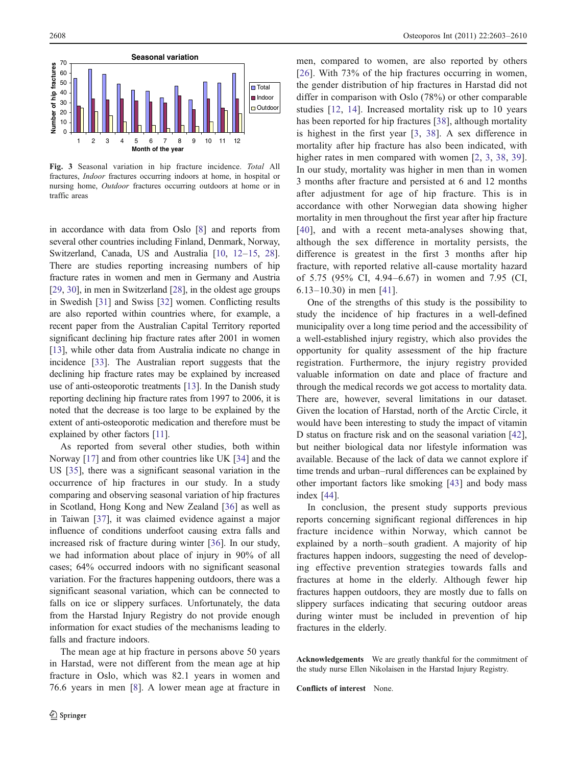Fig. 3 Seasonal variation in hip fracture incidence. *Total* All fractures, *Indoor* fractures occurring indoors at home, in hospital or nursing home, *Outdoor* fractures occurring outdoors at home or in traffic areas

in accordance with data from Oslo [8] and reports from several other countries including Finland, Denmark, Norway, Switzerland, Canada, US and Australia [10, 12–15, 28]. There are studies reporting increasing numbers of hip fracture rates in women and men in Germany and Austria [29, 30], in men in Switzerland [28], in the oldest age groups in Swedish [31] and Swiss [32] women. Conflicting results are also reported within countries where, for example, a recent paper from the Australian Capital Territory reported significant declining hip fracture rates after 2001 in women [13], while other data from Australia indicate no change in incidence [33]. The Australian report suggests that the declining hip fracture rates may be explained by increased use of anti-osteoporotic treatments [13]. In the Danish study reporting declining hip fracture rates from 1997 to 2006, it is noted that the decrease is too large to be explained by the extent of anti-osteoporotic medication and therefore must be explained by other factors [11].

As reported from several other studies, both within Norway [17] and from other countries like UK [34] and the US [35], there was a significant seasonal variation in the occurrence of hip fractures in our study. In a study comparing and observing seasonal variation of hip fractures in Scotland, Hong Kong and New Zealand [36] as well as in Taiwan [37], it was claimed evidence against a major influence of conditions underfoot causing extra falls and increased risk of fracture during winter [36]. In our study, we had information about place of injury in 90% of all cases; 64% occurred indoors with no significant seasonal variation. For the fractures happening outdoors, there was a significant seasonal variation, which can be connected to falls on ice or slippery surfaces. Unfortunately, the data from the Harstad Injury Registry do not provide enough information for exact studies of the mechanisms leading to falls and fracture indoors.

The mean age at hip fracture in persons above 50 years in Harstad, were not different from the mean age at hip fracture in Oslo, which was 82.1 years in women and 76.6 years in men [8]. A lower mean age at fracture in men, compared to women, are also reported by others [26]. With 73% of the hip fractures occurring in women, the gender distribution of hip fractures in Harstad did not differ in comparison with Oslo (78%) or other comparable studies [12, 14]. Increased mortality risk up to 10 years has been reported for hip fractures [38], although mortality is highest in the first year [3, 38]. A sex difference in mortality after hip fracture has also been indicated, with higher rates in men compared with women [2, 3, 38, 39]. In our study, mortality was higher in men than in women 3 months after fracture and persisted at 6 and 12 months after adjustment for age of hip fracture. This is in accordance with other Norwegian data showing higher mortality in men throughout the first year after hip fracture [40], and with a recent meta-analyses showing that, although the sex difference in mortality persists, the difference is greatest in the first 3 months after hip fracture, with reported relative all-cause mortality hazard of 5.75 (95% CI, 4.94–6.67) in women and 7.95 (CI, 6.13–10.30) in men [41].

One of the strengths of this study is the possibility to study the incidence of hip fractures in a well-defined municipality over a long time period and the accessibility of a well-established injury registry, which also provides the opportunity for quality assessment of the hip fracture registration. Furthermore, the injury registry provided valuable information on date and place of fracture and through the medical records we got access to mortality data. There are, however, several limitations in our dataset. Given the location of Harstad, north of the Arctic Circle, it would have been interesting to study the impact of vitamin D status on fracture risk and on the seasonal variation [42], but neither biological data nor lifestyle information was available. Because of the lack of data we cannot explore if time trends and urban–rural differences can be explained by other important factors like smoking [43] and body mass index [44].

In conclusion, the present study supports previous reports concerning significant regional differences in hip fracture incidence within Norway, which cannot be explained by a north–south gradient. A majority of hip fractures happen indoors, suggesting the need of developing effective prevention strategies towards falls and fractures at home in the elderly. Although fewer hip fractures happen outdoors, they are mostly due to falls on slippery surfaces indicating that securing outdoor areas during winter must be included in prevention of hip fractures in the elderly.

**Acknowledgements** We are greatly thankful for the commitment of the study nurse Ellen Nikolaisen in the Harstad Injury Registry.

**Conflicts of interest** None.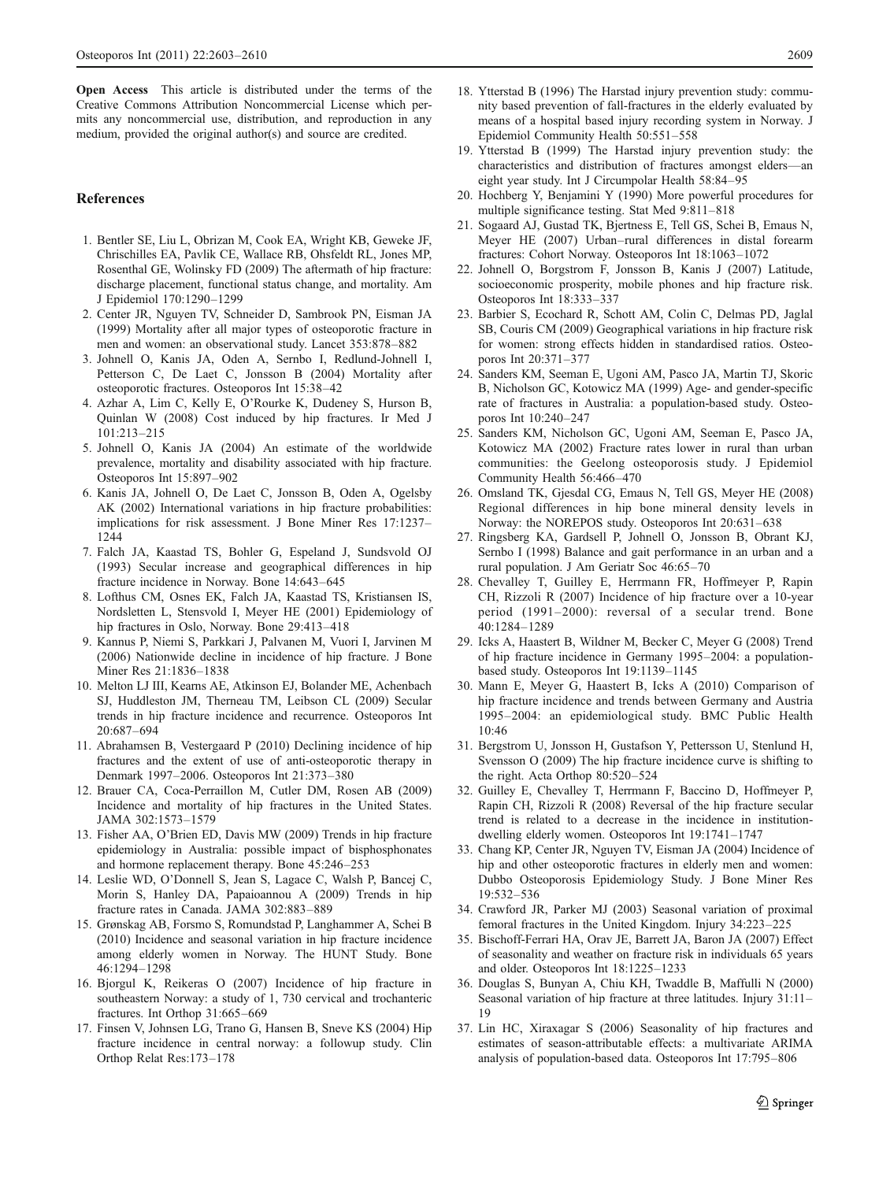**Open Access** This article is distributed under the terms of the Creative Commons Attribution Noncommercial License which permits any noncommercial use, distribution, and reproduction in any medium, provided the original author(s) and source are credited.

## References

1. Bentler SE, Liu L, Obrizan M, Cook EA, Wright KB, Geweke JF, Chrischilles EA, Pavlik CE, Wallace RB, Ohsfeldt RL, Jones MP, Rosenthal GE, Wolinsky FD (2009) The aftermath of hip fracture: discharge placement, functional status change, and mortality. Am J Epidemiol 170:1290–1299
2. Center JR, Nguyen TV, Schneider D, Sambrook PN, Eisman JA (1999) Mortality after all major types of osteoporotic fracture in men and women: an observational study. Lancet 353:878–882
3. Johnell O, Kanis JA, Oden A, Sernbo I, Redlund-Johnell I, Petterson C, De Laet C, Jonsson B (2004) Mortality after osteoporotic fractures. Osteoporos Int 15:38–42
4. Azhar A, Lim C, Kelly E, O'Rourke K, Dudeney S, Hurson B, Quinlan W (2008) Cost induced by hip fractures. Ir Med J 101:213–215
5. Johnell O, Kanis JA (2004) An estimate of the worldwide prevalence, mortality and disability associated with hip fracture. Osteoporos Int 15:897–902
6. Kanis JA, Johnell O, De Laet C, Jonsson B, Oden A, Ogelsby AK (2002) International variations in hip fracture probabilities: implications for risk assessment. J Bone Miner Res 17:1237–1244
7. Falch JA, Kaastad TS, Bohler G, Espeland J, Sundsvold OJ (1993) Secular increase and geographical differences in hip fracture incidence in Norway. Bone 14:643–645
8. Lofthus CM, Osnes EK, Falch JA, Kaastad TS, Kristiansen IS, Nordsletten L, Stensvold I, Meyer HE (2001) Epidemiology of hip fractures in Oslo, Norway. Bone 29:413–418
9. Kannus P, Niemi S, Parkkari J, Palvanen M, Vuori I, Jarvinen M (2006) Nationwide decline in incidence of hip fracture. J Bone Miner Res 21:1836–1838
10. Melton LJ III, Kearns AE, Atkinson EJ, Bolander ME, Achenbach SJ, Huddleston JM, Therneau TM, Leibson CL (2009) Secular trends in hip fracture incidence and recurrence. Osteoporos Int 20:687–694
11. Abrahamsen B, Vestergaard P (2010) Declining incidence of hip fractures and the extent of use of anti-osteoporotic therapy in Denmark 1997–2006. Osteoporos Int 21:373–380
12. Brauer CA, Coca-Perraillon M, Cutler DM, Rosen AB (2009) Incidence and mortality of hip fractures in the United States. JAMA 302:1573–1579
13. Fisher AA, O'Brien ED, Davis MW (2009) Trends in hip fracture epidemiology in Australia: possible impact of bisphosphonates and hormone replacement therapy. Bone 45:246–253
14. Leslie WD, O'Donnell S, Jean S, Lagace C, Walsh P, Bancej C, Morin S, Hanley DA, Papaioannou A (2009) Trends in hip fracture rates in Canada. JAMA 302:883–889
15. Grønskag AB, Forsmo S, Romundstad P, Langhammer A, Schei B (2010) Incidence and seasonal variation in hip fracture incidence among elderly women in Norway. The HUNT Study. Bone 46:1294–1298
16. Bjorgul K, Reikeras O (2007) Incidence of hip fracture in southeastern Norway: a study of 1, 730 cervical and trochanteric fractures. Int Orthop 31:665–669
17. Finsen V, Johnsen LG, Trano G, Hansen B, Sneve KS (2004) Hip fracture incidence in central norway: a followup study. Clin Orthop Relat Res:173–178
18. Ytterstad B (1996) The Harstad injury prevention study: community based prevention of fall-fractures in the elderly evaluated by means of a hospital based injury recording system in Norway. J Epidemiol Community Health 50:551–558
19. Ytterstad B (1999) The Harstad injury prevention study: the characteristics and distribution of fractures amongst elders—an eight year study. Int J Circumpolar Health 58:84–95
20. Hochberg Y, Benjamini Y (1990) More powerful procedures for multiple significance testing. Stat Med 9:811–818
21. Sogaard AJ, Gustad TK, Bjertness E, Tell GS, Schei B, Emaus N, Meyer HE (2007) Urban–rural differences in distal forearm fractures: Cohort Norway. Osteoporos Int 18:1063–1072
22. Johnell O, Borgstrom F, Jonsson B, Kanis J (2007) Latitude, socioeconomic prosperity, mobile phones and hip fracture risk. Osteoporos Int 18:333–337
23. Barbier S, Ecochard R, Schott AM, Colin C, Delmas PD, Jaglal SB, Couris CM (2009) Geographical variations in hip fracture risk for women: strong effects hidden in standardised ratios. Osteoporos Int 20:371–377
24. Sanders KM, Seeman E, Ugoni AM, Pasco JA, Martin TJ, Skoric B, Nicholson GC, Kotowicz MA (1999) Age- and gender-specific rate of fractures in Australia: a population-based study. Osteoporos Int 10:240–247
25. Sanders KM, Nicholson GC, Ugoni AM, Seeman E, Pasco JA, Kotowicz MA (2002) Fracture rates lower in rural than urban communities: the Geelong osteoporosis study. J Epidemiol Community Health 56:466–470
26. Omsland TK, Gjesdal CG, Emaus N, Tell GS, Meyer HE (2008) Regional differences in hip bone mineral density levels in Norway: the NOREPOS study. Osteoporos Int 20:631–638
27. Ringsberg KA, Gardsell P, Johnell O, Jonsson B, Obrant KJ, Sernbo I (1998) Balance and gait performance in an urban and a rural population. J Am Geriatr Soc 46:65–70
28. Chevalley T, Guilley E, Herrmann FR, Hoffmeyer P, Rapin CH, Rizzoli R (2007) Incidence of hip fracture over a 10-year period (1991–2000): reversal of a secular trend. Bone 40:1284–1289
29. Icks A, Haastert B, Wildner M, Becker C, Meyer G (2008) Trend of hip fracture incidence in Germany 1995–2004: a population-based study. Osteoporos Int 19:1139–1145
30. Mann E, Meyer G, Haastert B, Icks A (2010) Comparison of hip fracture incidence and trends between Germany and Austria 1995–2004: an epidemiological study. BMC Public Health 10:46
31. Bergstrom U, Jonsson H, Gustafson Y, Pettersson U, Stenlund H, Svensson O (2009) The hip fracture incidence curve is shifting to the right. Acta Orthop 80:520–524
32. Guilley E, Chevalley T, Herrmann F, Baccino D, Hoffmeyer P, Rapin CH, Rizzoli R (2008) Reversal of the hip fracture secular trend is related to a decrease in the incidence in institution-dwelling elderly women. Osteoporos Int 19:1741–1747
33. Chang KP, Center JR, Nguyen TV, Eisman JA (2004) Incidence of hip and other osteoporotic fractures in elderly men and women: Dubbo Osteoporosis Epidemiology Study. J Bone Miner Res 19:532–536
34. Crawford JR, Parker MJ (2003) Seasonal variation of proximal femoral fractures in the United Kingdom. Injury 34:223–225
35. Bischoff-Ferrari HA, Orav JE, Barrett JA, Baron JA (2007) Effect of seasonality and weather on fracture risk in individuals 65 years and older. Osteoporos Int 18:1225–1233
36. Douglas S, Bunyan A, Chiu KH, Twaddle B, Maffulli N (2000) Seasonal variation of hip fracture at three latitudes. Injury 31:11–19
37. Lin HC, Xiraxagar S (2006) Seasonality of hip fractures and estimates of season-attributable effects: a multivariate ARIMA analysis of population-based data. Osteoporos Int 17:795–806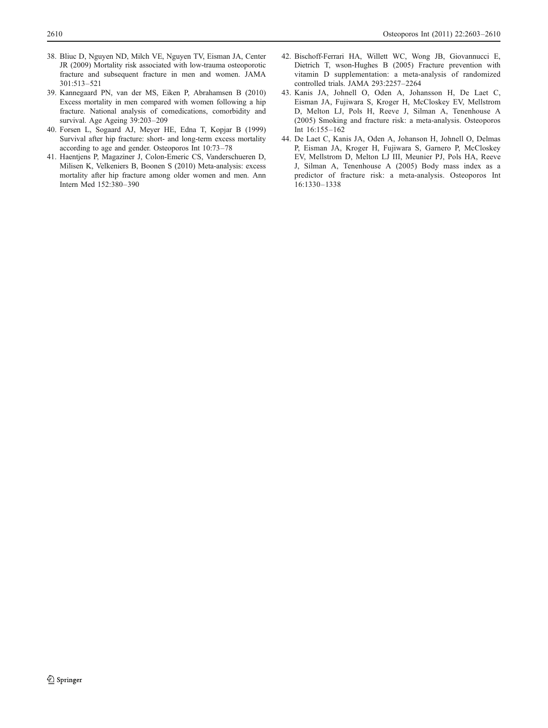38. Bliuc D, Nguyen ND, Milch VE, Nguyen TV, Eisman JA, Center JR (2009) Mortality risk associated with low-trauma osteoporotic fracture and subsequent fracture in men and women. JAMA 301:513–521
39. Kannegaard PN, van der MS, Eiken P, Abrahamsen B (2010) Excess mortality in men compared with women following a hip fracture. National analysis of comedications, comorbidity and survival. Age Ageing 39:203–209
40. Forsen L, Sogaard AJ, Meyer HE, Edna T, Kopjar B (1999) Survival after hip fracture: short- and long-term excess mortality according to age and gender. Osteoporos Int 10:73–78
41. Haentjens P, Magaziner J, Colon-Emeric CS, Vanderschueren D, Milisen K, Velkeniers B, Boonen S (2010) Meta-analysis: excess mortality after hip fracture among older women and men. Ann Intern Med 152:380–390
42. Bischoff-Ferrari HA, Willett WC, Wong JB, Giovannucci E, Dietrich T, wson-Hughes B (2005) Fracture prevention with vitamin D supplementation: a meta-analysis of randomized controlled trials. JAMA 293:2257–2264
43. Kanis JA, Johnell O, Oden A, Johansson H, De Laet C, Eisman JA, Fujiwara S, Kroger H, McCloskey EV, Mellstrom D, Melton LJ, Pols H, Reeve J, Silman A, Tenenhouse A (2005) Smoking and fracture risk: a meta-analysis. Osteoporos Int 16:155–162
44. De Laet C, Kanis JA, Oden A, Johanson H, Johnell O, Delmas P, Eisman JA, Kroger H, Fujiwara S, Garnero P, McCloskey EV, Mellstrom D, Melton LJ III, Meunier PJ, Pols HA, Reeve J, Silman A, Tenenhouse A (2005) Body mass index as a predictor of fracture risk: a meta-analysis. Osteoporos Int 16:1330–1338